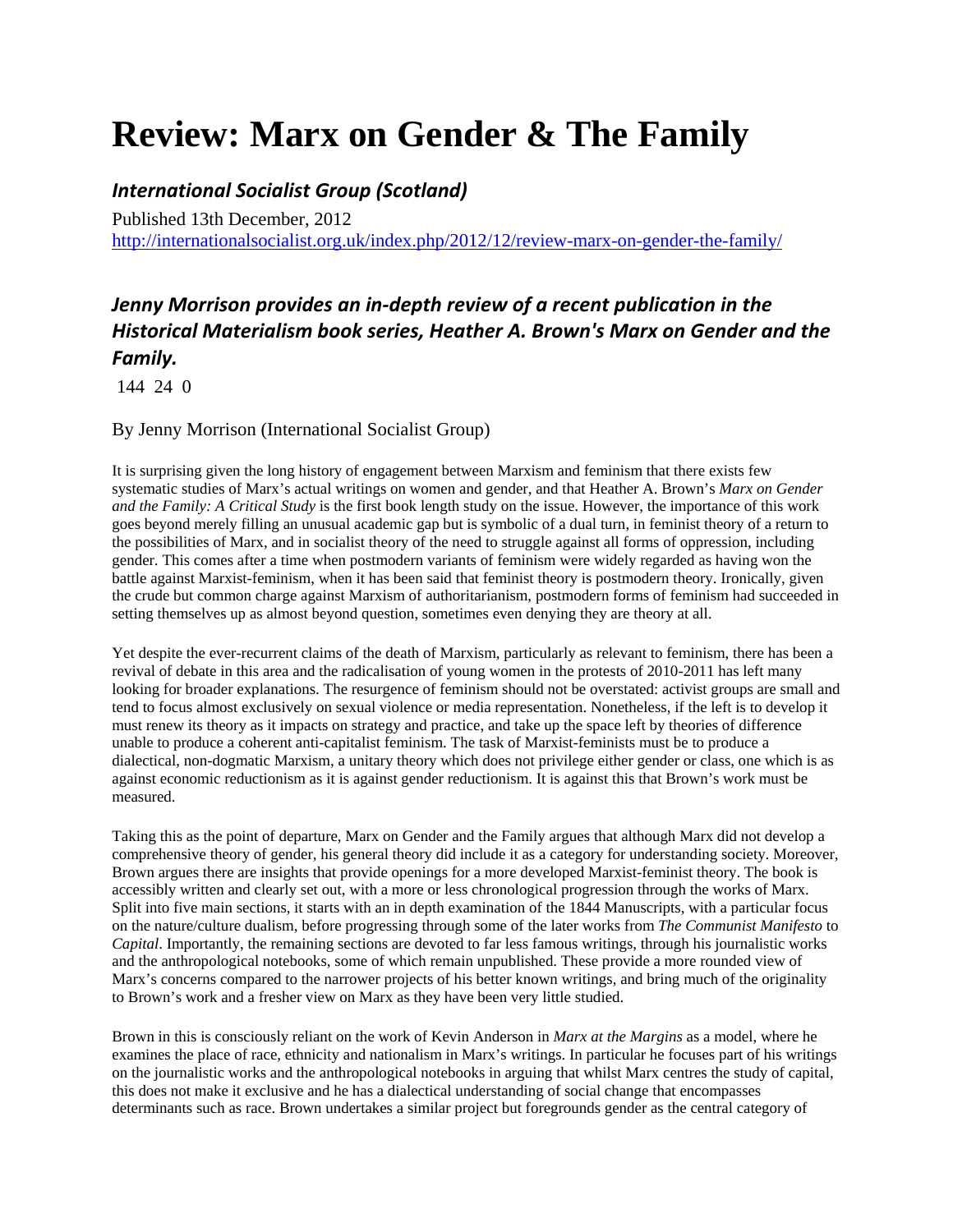# Review: Marx on Gender & The Family

### *International Socialist Group (Scotland)*

Published 13th December, 2012
http://internationalsocialist.org.uk/index.php/2012/12/review-marx-on-gender-the-family/

## *Jenny Morrison provides an in-depth review of a recent publication in the Historical Materialism book series, Heather A. Brown's Marx on Gender and the Family.*

144 24 0

By Jenny Morrison (International Socialist Group)

It is surprising given the long history of engagement between Marxism and feminism that there exists few systematic studies of Marx's actual writings on women and gender, and that Heather A. Brown's *Marx on Gender and the Family: A Critical Study* is the first book length study on the issue. However, the importance of this work goes beyond merely filling an unusual academic gap but is symbolic of a dual turn, in feminist theory of a return to the possibilities of Marx, and in socialist theory of the need to struggle against all forms of oppression, including gender. This comes after a time when postmodern variants of feminism were widely regarded as having won the battle against Marxist-feminism, when it has been said that feminist theory is postmodern theory. Ironically, given the crude but common charge against Marxism of authoritarianism, postmodern forms of feminism had succeeded in setting themselves up as almost beyond question, sometimes even denying they are theory at all.

Yet despite the ever-recurrent claims of the death of Marxism, particularly as relevant to feminism, there has been a revival of debate in this area and the radicalisation of young women in the protests of 2010-2011 has left many looking for broader explanations. The resurgence of feminism should not be overstated: activist groups are small and tend to focus almost exclusively on sexual violence or media representation. Nonetheless, if the left is to develop it must renew its theory as it impacts on strategy and practice, and take up the space left by theories of difference unable to produce a coherent anti-capitalist feminism. The task of Marxist-feminists must be to produce a dialectical, non-dogmatic Marxism, a unitary theory which does not privilege either gender or class, one which is as against economic reductionism as it is against gender reductionism. It is against this that Brown's work must be measured.

Taking this as the point of departure, Marx on Gender and the Family argues that although Marx did not develop a comprehensive theory of gender, his general theory did include it as a category for understanding society. Moreover, Brown argues there are insights that provide openings for a more developed Marxist-feminist theory. The book is accessibly written and clearly set out, with a more or less chronological progression through the works of Marx. Split into five main sections, it starts with an in depth examination of the 1844 Manuscripts, with a particular focus on the nature/culture dualism, before progressing through some of the later works from *The Communist Manifesto* to *Capital*. Importantly, the remaining sections are devoted to far less famous writings, through his journalistic works and the anthropological notebooks, some of which remain unpublished. These provide a more rounded view of Marx's concerns compared to the narrower projects of his better known writings, and bring much of the originality to Brown's work and a fresher view on Marx as they have been very little studied.

Brown in this is consciously reliant on the work of Kevin Anderson in *Marx at the Margins* as a model, where he examines the place of race, ethnicity and nationalism in Marx's writings. In particular he focuses part of his writings on the journalistic works and the anthropological notebooks in arguing that whilst Marx centres the study of capital, this does not make it exclusive and he has a dialectical understanding of social change that encompasses determinants such as race. Brown undertakes a similar project but foregrounds gender as the central category of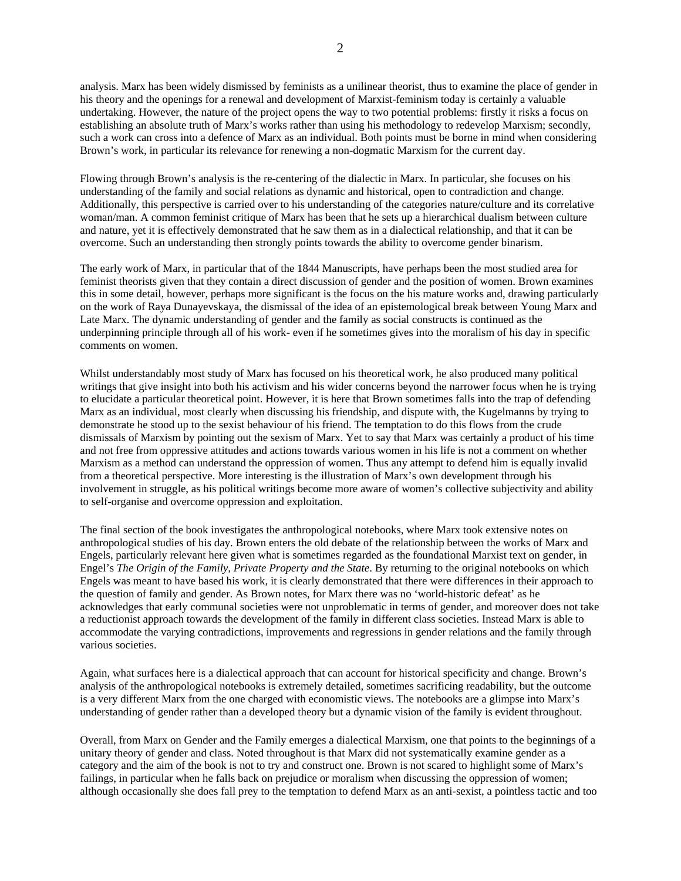analysis. Marx has been widely dismissed by feminists as a unilinear theorist, thus to examine the place of gender in his theory and the openings for a renewal and development of Marxist-feminism today is certainly a valuable undertaking. However, the nature of the project opens the way to two potential problems: firstly it risks a focus on establishing an absolute truth of Marx's works rather than using his methodology to redevelop Marxism; secondly, such a work can cross into a defence of Marx as an individual. Both points must be borne in mind when considering Brown's work, in particular its relevance for renewing a non-dogmatic Marxism for the current day.

Flowing through Brown's analysis is the re-centering of the dialectic in Marx. In particular, she focuses on his understanding of the family and social relations as dynamic and historical, open to contradiction and change. Additionally, this perspective is carried over to his understanding of the categories nature/culture and its correlative woman/man. A common feminist critique of Marx has been that he sets up a hierarchical dualism between culture and nature, yet it is effectively demonstrated that he saw them as in a dialectical relationship, and that it can be overcome. Such an understanding then strongly points towards the ability to overcome gender binarism.

The early work of Marx, in particular that of the 1844 Manuscripts, have perhaps been the most studied area for feminist theorists given that they contain a direct discussion of gender and the position of women. Brown examines this in some detail, however, perhaps more significant is the focus on the his mature works and, drawing particularly on the work of Raya Dunayevskaya, the dismissal of the idea of an epistemological break between Young Marx and Late Marx. The dynamic understanding of gender and the family as social constructs is continued as the underpinning principle through all of his work- even if he sometimes gives into the moralism of his day in specific comments on women.

Whilst understandably most study of Marx has focused on his theoretical work, he also produced many political writings that give insight into both his activism and his wider concerns beyond the narrower focus when he is trying to elucidate a particular theoretical point. However, it is here that Brown sometimes falls into the trap of defending Marx as an individual, most clearly when discussing his friendship, and dispute with, the Kugelmanns by trying to demonstrate he stood up to the sexist behaviour of his friend. The temptation to do this flows from the crude dismissals of Marxism by pointing out the sexism of Marx. Yet to say that Marx was certainly a product of his time and not free from oppressive attitudes and actions towards various women in his life is not a comment on whether Marxism as a method can understand the oppression of women. Thus any attempt to defend him is equally invalid from a theoretical perspective. More interesting is the illustration of Marx's own development through his involvement in struggle, as his political writings become more aware of women's collective subjectivity and ability to self-organise and overcome oppression and exploitation.

The final section of the book investigates the anthropological notebooks, where Marx took extensive notes on anthropological studies of his day. Brown enters the old debate of the relationship between the works of Marx and Engels, particularly relevant here given what is sometimes regarded as the foundational Marxist text on gender, in Engel's *The Origin of the Family, Private Property and the State*. By returning to the original notebooks on which Engels was meant to have based his work, it is clearly demonstrated that there were differences in their approach to the question of family and gender. As Brown notes, for Marx there was no 'world-historic defeat' as he acknowledges that early communal societies were not unproblematic in terms of gender, and moreover does not take a reductionist approach towards the development of the family in different class societies. Instead Marx is able to accommodate the varying contradictions, improvements and regressions in gender relations and the family through various societies.

Again, what surfaces here is a dialectical approach that can account for historical specificity and change. Brown's analysis of the anthropological notebooks is extremely detailed, sometimes sacrificing readability, but the outcome is a very different Marx from the one charged with economistic views. The notebooks are a glimpse into Marx's understanding of gender rather than a developed theory but a dynamic vision of the family is evident throughout.

Overall, from Marx on Gender and the Family emerges a dialectical Marxism, one that points to the beginnings of a unitary theory of gender and class. Noted throughout is that Marx did not systematically examine gender as a category and the aim of the book is not to try and construct one. Brown is not scared to highlight some of Marx's failings, in particular when he falls back on prejudice or moralism when discussing the oppression of women; although occasionally she does fall prey to the temptation to defend Marx as an anti-sexist, a pointless tactic and too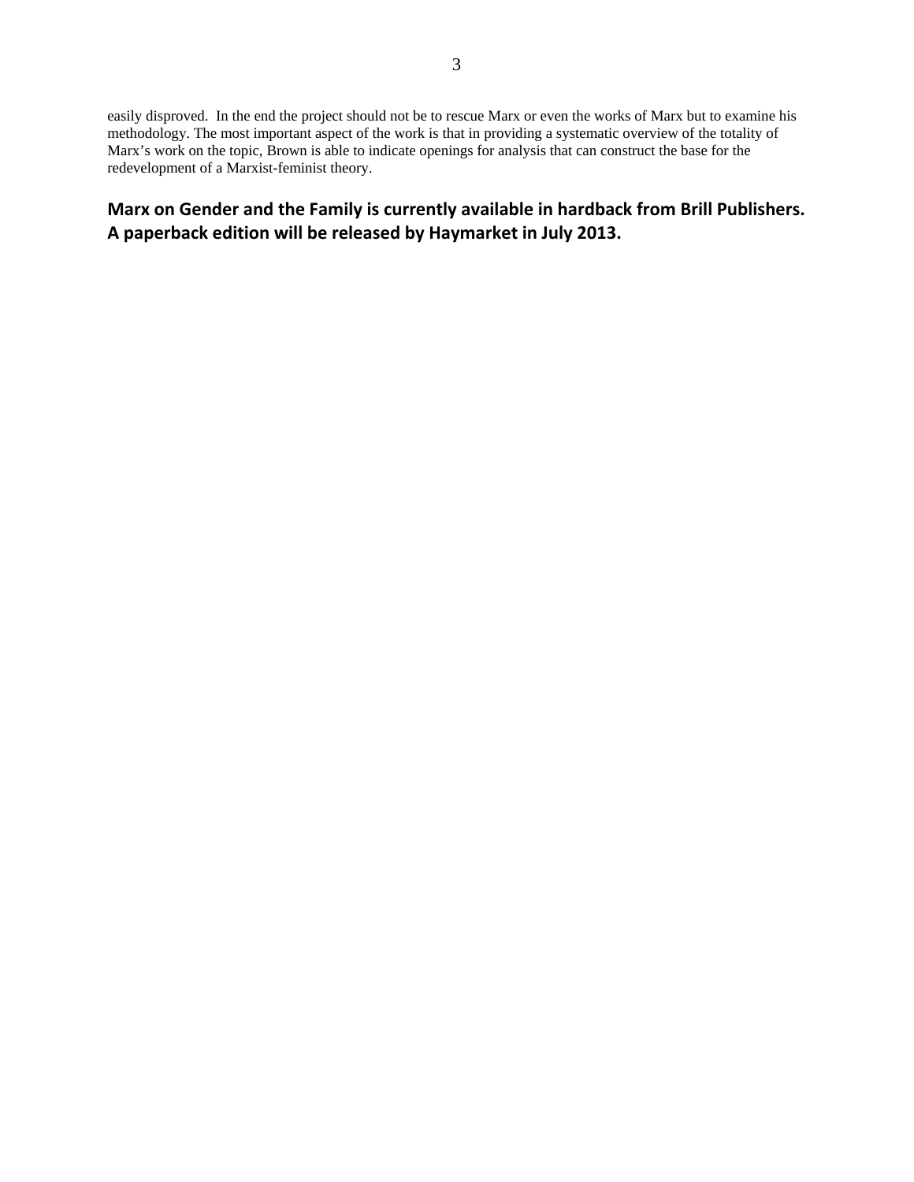easily disproved. In the end the project should not be to rescue Marx or even the works of Marx but to examine his methodology. The most important aspect of the work is that in providing a systematic overview of the totality of Marx's work on the topic, Brown is able to indicate openings for analysis that can construct the base for the redevelopment of a Marxist-feminist theory.

**Marx on Gender and the Family is currently available in hardback from Brill Publishers. A paperback edition will be released by Haymarket in July 2013.**